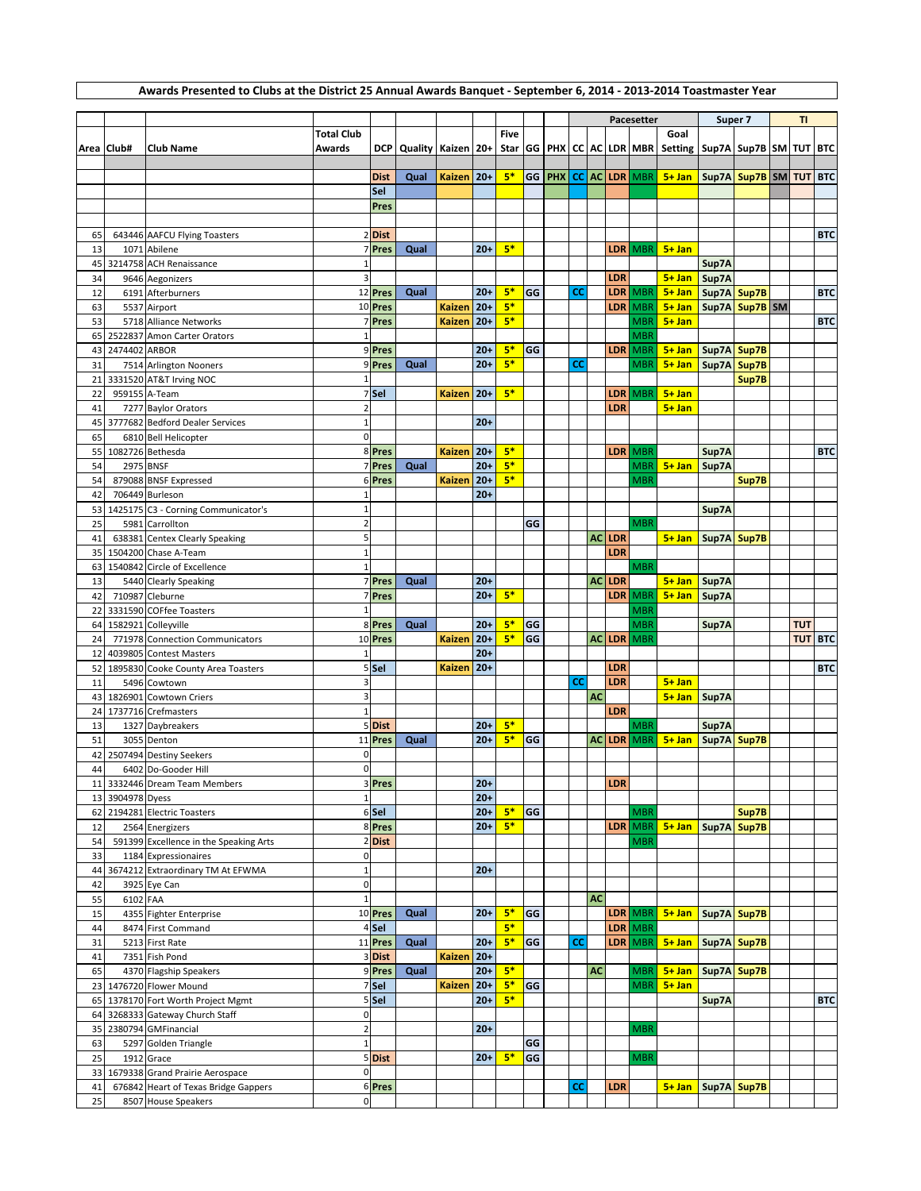# Awards Presented to Clubs at the District 25 Annual Awards Banquet - September 6, 2014 - 2013-2014 Toastmaster Year

| | | | | | | | | | | | | Pacesetter | | | | | Super 7 | | | TI | |
|---|---|---|---|---|---|---|---|---|---|---|---|---|---|---|---|---|---|---|---|---|---|
| Area | Club# | Club Name | Total Club Awards | DCP | Quality | Kaizen | 20+ | Five Star | GG | PHX | CC | AC | LDR | MBR | Goal Setting | Sup7A | Sup7B | SM | TUT | BTC |
| | | | | Dist | Qual | Kaizen | 20+ | 5* | GG | PHX | CC | AC | LDR | MBR | 5+ Jan | Sup7A | Sup7B | SM | TUT | BTC |
| | | | | Sel | | | | | | | | | | | | | | | | |
| | | | | Pres | | | | | | | | | | | | | | | | |
| 65 | 643446 | AAFCU Flying Toasters | 2 | Dist | | | | | | | | | | | | | | | | BTC |
| 13 | 1071 | Abilene | 7 | Pres | Qual | | 20+ | 5* | | | | | LDR | MBR | 5+ Jan | | | | | |
| 45 | 3214758 | ACH Renaissance | 1 | | | | | | | | | | | | | Sup7A | | | | |
| 34 | 9646 | Aegonizers | 3 | | | | | | | | | | LDR | | 5+ Jan | Sup7A | | | | |
| 12 | 6191 | Afterburners | 12 | Pres | Qual | | 20+ | 5* | GG | | CC | | LDR | MBR | 5+ Jan | Sup7A | Sup7B | | | BTC |
| 63 | 5537 | Airport | 10 | Pres | | Kaizen | 20+ | 5* | | | | | LDR | MBR | 5+ Jan | Sup7A | Sup7B | SM | | |
| 53 | 5718 | Alliance Networks | 7 | Pres | | Kaizen | 20+ | 5* | | | | | | MBR | 5+ Jan | | | | | BTC |
| 65 | 2522837 | Amon Carter Orators | 1 | | | | | | | | | | | MBR | | | | | | |
| 43 | 2474402 | ARBOR | 9 | Pres | | | 20+ | 5* | GG | | | | LDR | MBR | 5+ Jan | Sup7A | Sup7B | | | |
| 31 | 7514 | Arlington Nooners | 9 | Pres | Qual | | 20+ | 5* | | | CC | | | MBR | 5+ Jan | Sup7A | Sup7B | | | |
| 21 | 3331520 | AT&T Irving NOC | 1 | | | | | | | | | | | | | | Sup7B | | | |
| 22 | 959155 | A-Team | 7 | Sel | | Kaizen | 20+ | 5* | | | | | LDR | MBR | 5+ Jan | | | | | |
| 41 | 7277 | Baylor Orators | 2 | | | | | | | | | | LDR | | 5+ Jan | | | | | |
| 45 | 3777682 | Bedford Dealer Services | 1 | | | | 20+ | | | | | | | | | | | | | |
| 65 | 6810 | Bell Helicopter | 0 | | | | | | | | | | | | | | | | | |
| 55 | 1082726 | Bethesda | 8 | Pres | | Kaizen | 20+ | 5* | | | | | LDR | MBR | | Sup7A | | | | BTC |
| 54 | 2975 | BNSF | 7 | Pres | Qual | | 20+ | 5* | | | | | | MBR | 5+ Jan | Sup7A | | | | |
| 54 | 879088 | BNSF Expressed | 6 | Pres | | Kaizen | 20+ | 5* | | | | | | MBR | | | Sup7B | | | |
| 42 | 706449 | Burleson | 1 | | | | 20+ | | | | | | | | | | | | | |
| 53 | 1425175 | C3 - Corning Communicator's | 1 | | | | | | | | | | | | | Sup7A | | | | |
| 25 | 5981 | Carrollton | 2 | | | | | | GG | | | | | MBR | | | | | | |
| 41 | 638381 | Centex Clearly Speaking | 5 | | | | | | | | | AC | LDR | | 5+ Jan | Sup7A | Sup7B | | | |
| 35 | 1504200 | Chase A-Team | 1 | | | | | | | | | | LDR | | | | | | | |
| 63 | 1540842 | Circle of Excellence | 1 | | | | | | | | | | | MBR | | | | | | |
| 13 | 5440 | Clearly Speaking | 7 | Pres | Qual | | 20+ | | | | | AC | LDR | | 5+ Jan | Sup7A | | | | |
| 42 | 710987 | Cleburne | 7 | Pres | | | 20+ | 5* | | | | | LDR | MBR | 5+ Jan | Sup7A | | | | |
| 22 | 3331590 | COFfee Toasters | 1 | | | | | | | | | | | MBR | | | | | | |
| 64 | 1582921 | Colleyville | 8 | Pres | Qual | | 20+ | 5* | GG | | | | | MBR | | Sup7A | | | TUT | |
| 24 | 771978 | Connection Communicators | 10 | Pres | | Kaizen | 20+ | 5* | GG | | | AC | LDR | MBR | | | | | TUT | BTC |
| 12 | 4039805 | Contest Masters | 1 | | | | 20+ | | | | | | | | | | | | | |
| 52 | 1895830 | Cooke County Area Toasters | 5 | Sel | | Kaizen | 20+ | | | | | | LDR | | | | | | | BTC |
| 11 | 5496 | Cowtown | 3 | | | | | | | | CC | | LDR | | 5+ Jan | | | | | |
| 43 | 1826901 | Cowtown Criers | 3 | | | | | | | | | AC | | | 5+ Jan | Sup7A | | | | |
| 24 | 1737716 | Crefmasters | 1 | | | | | | | | | | LDR | | | | | | | |
| 13 | 1327 | Daybreakers | 5 | Dist | | | 20+ | 5* | | | | | | MBR | | Sup7A | | | | |
| 51 | 3055 | Denton | 11 | Pres | Qual | | 20+ | 5* | GG | | | AC | LDR | MBR | 5+ Jan | Sup7A | Sup7B | | | |
| 42 | 2507494 | Destiny Seekers | 0 | | | | | | | | | | | | | | | | | |
| 44 | 6402 | Do-Gooder Hill | 0 | | | | | | | | | | | | | | | | | |
| 11 | 3332446 | Dream Team Members | 3 | Pres | | | 20+ | | | | | | LDR | | | | | | | |
| 13 | 3904978 | Dyess | 1 | | | | 20+ | | | | | | | | | | | | | |
| 62 | 2194281 | Electric Toasters | 6 | Sel | | | 20+ | 5* | GG | | | | | MBR | | | Sup7B | | | |
| 12 | 2564 | Energizers | 8 | Pres | | | 20+ | 5* | | | | | LDR | MBR | 5+ Jan | Sup7A | Sup7B | | | |
| 54 | 591399 | Excellence in the Speaking Arts | 2 | Dist | | | | | | | | | | MBR | | | | | | |
| 33 | 1184 | Expressionaires | 0 | | | | | | | | | | | | | | | | | |
| 44 | 3674212 | Extraordinary TM At EFWMA | 1 | | | | 20+ | | | | | | | | | | | | | |
| 42 | 3925 | Eye Can | 0 | | | | | | | | | | | | | | | | | |
| 55 | 6102 | FAA | 1 | | | | | | | | | AC | | | | | | | | |
| 15 | 4355 | Fighter Enterprise | 10 | Pres | Qual | | 20+ | 5* | GG | | | | LDR | MBR | 5+ Jan | Sup7A | Sup7B | | | |
| 44 | 8474 | First Command | 4 | Sel | | | | 5* | | | | | LDR | MBR | | | | | | |
| 31 | 5213 | First Rate | 11 | Pres | Qual | | 20+ | 5* | GG | | CC | | LDR | MBR | 5+ Jan | Sup7A | Sup7B | | | |
| 41 | 7351 | Fish Pond | 3 | Dist | | Kaizen | 20+ | | | | | | | | | | | | | |
| 65 | 4370 | Flagship Speakers | 9 | Pres | Qual | | 20+ | 5* | | | | AC | | MBR | 5+ Jan | Sup7A | Sup7B | | | |
| 23 | 1476720 | Flower Mound | 7 | Sel | | Kaizen | 20+ | 5* | GG | | | | | MBR | 5+ Jan | | | | | |
| 65 | 1378170 | Fort Worth Project Mgmt | 5 | Sel | | | 20+ | 5* | | | | | | | | Sup7A | | | | BTC |
| 64 | 3268333 | Gateway Church Staff | 0 | | | | | | | | | | | | | | | | | |
| 35 | 2380794 | GMFinancial | 2 | | | | 20+ | | | | | | | MBR | | | | | | |
| 63 | 5297 | Golden Triangle | 1 | | | | | | GG | | | | | | | | | | | |
| 25 | 1912 | Grace | 5 | Dist | | | 20+ | 5* | GG | | | | | MBR | | | | | | |
| 33 | 1679338 | Grand Prairie Aerospace | 0 | | | | | | | | | | | | | | | | | |
| 41 | 676842 | Heart of Texas Bridge Gappers | 6 | Pres | | | | | | | CC | | LDR | | 5+ Jan | Sup7A | Sup7B | | | |
| 25 | 8507 | House Speakers | 0 | | | | | | | | | | | | | | | | | |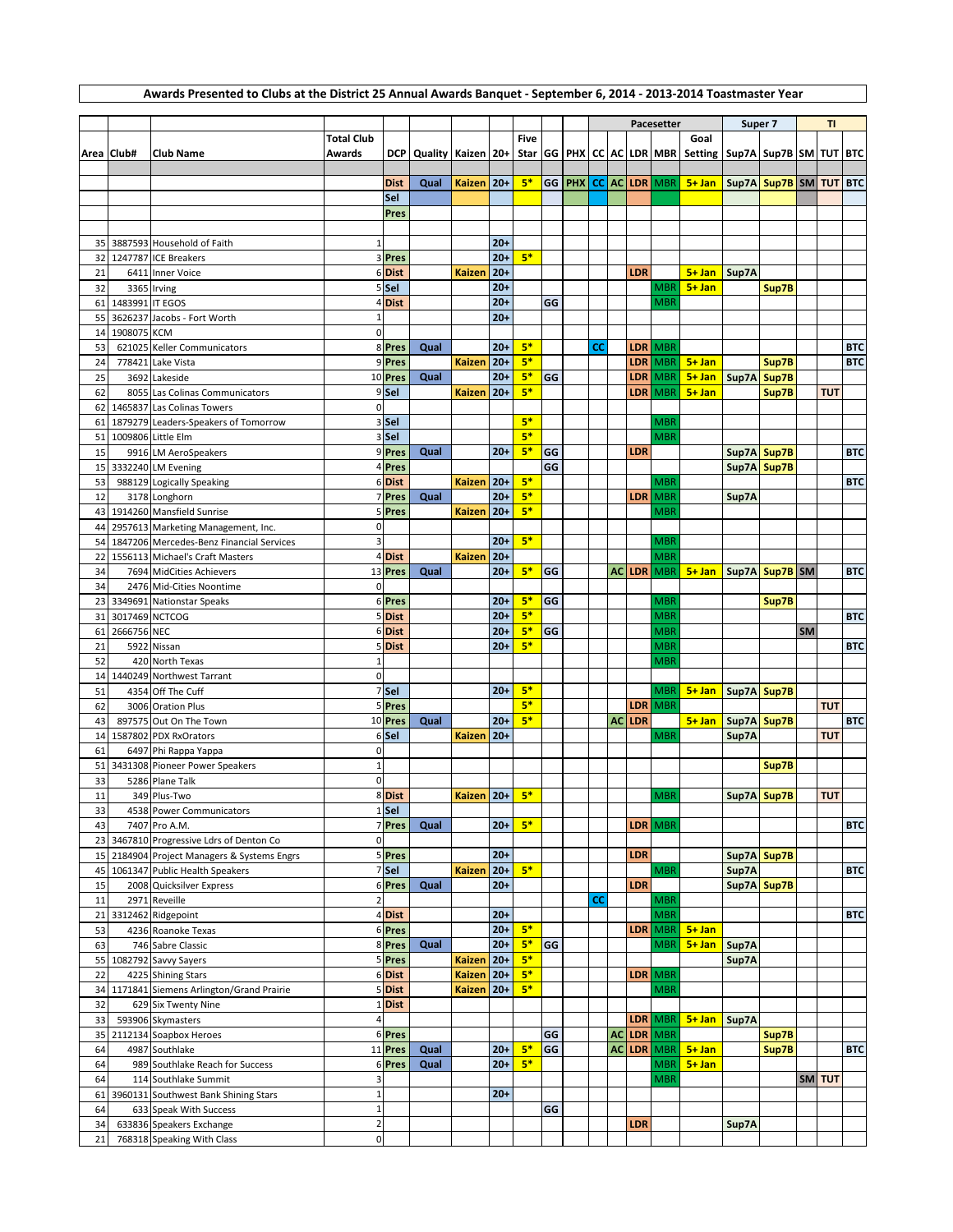**Awards Presented to Clubs at the District 25 Annual Awards Banquet - September 6, 2014 - 2013-2014 Toastmaster Year**

| Area | Club# | Club Name | Total Club Awards | DCP | Quality | Kaizen | 20+ | Five Star | GG | PHX | CC | AC | LDR | MBR | Goal Setting | Sup7A | Sup7B | SM | TUT | BTC |
|---|---|---|---|---|---|---|---|---|---|---|---|---|---|---|---|---|---|---|---|---|
| | | | | | | | | | | | Pacesetter | | | | | Super 7 | | TI | | |
| | | | | Dist | Qual | Kaizen | 20+ | 5* | GG | PHX | CC | AC | LDR | MBR | 5+ Jan | Sup7A | Sup7B | SM | TUT | BTC |
| | | | | Sel | | | | | | | | | | | | | | | | |
| | | | | Pres | | | | | | | | | | | | | | | | |
| 35 | 3887593 | Household of Faith | 1 | | | | 20+ | | | | | | | | | | | | | |
| 32 | 1247787 | ICE Breakers | 3 | Pres | | | 20+ | 5* | | | | | | | | | | | | |
| 21 | 6411 | Inner Voice | 6 | Dist | | Kaizen | 20+ | | | | | | LDR | | 5+ Jan | Sup7A | | | | |
| 32 | 3365 | Irving | 5 | Sel | | | 20+ | | | | | | | MBR | 5+ Jan | | Sup7B | | | |
| 61 | 1483991 | IT EGOS | 4 | Dist | | | 20+ | | GG | | | | | MBR | | | | | | |
| 55 | 3626237 | Jacobs - Fort Worth | 1 | | | | 20+ | | | | | | | | | | | | | |
| 14 | 1908075 | KCM | 0 | | | | | | | | | | | | | | | | | |
| 53 | 621025 | Keller Communicators | 8 | Pres | Qual | | 20+ | 5* | | | CC | | LDR | MBR | | | | | | BTC |
| 24 | 778421 | Lake Vista | 9 | Pres | | Kaizen | 20+ | 5* | | | | | LDR | MBR | 5+ Jan | | Sup7B | | | BTC |
| 25 | 3692 | Lakeside | 10 | Pres | Qual | | 20+ | 5* | GG | | | | LDR | MBR | 5+ Jan | Sup7A | Sup7B | | | |
| 62 | 8055 | Las Colinas Communicators | 9 | Sel | | Kaizen | 20+ | 5* | | | | | LDR | MBR | 5+ Jan | | Sup7B | | TUT | |
| 62 | 1465837 | Las Colinas Towers | 0 | | | | | | | | | | | | | | | | | |
| 61 | 1879279 | Leaders-Speakers of Tomorrow | 3 | Sel | | | | 5* | | | | | | MBR | | | | | | |
| 51 | 1009806 | Little Elm | 3 | Sel | | | | 5* | | | | | | MBR | | | | | | |
| 15 | 9916 | LM AeroSpeakers | 9 | Pres | Qual | | 20+ | 5* | GG | | | | LDR | | | Sup7A | Sup7B | | | BTC |
| 15 | 3332240 | LM Evening | 4 | Pres | | | | | GG | | | | | | | Sup7A | Sup7B | | | |
| 53 | 988129 | Logically Speaking | 6 | Dist | | Kaizen | 20+ | 5* | | | | | | MBR | | | | | | BTC |
| 12 | 3178 | Longhorn | 7 | Pres | Qual | | 20+ | 5* | | | | | LDR | MBR | | Sup7A | | | | |
| 43 | 1914260 | Mansfield Sunrise | 5 | Pres | | Kaizen | 20+ | 5* | | | | | | MBR | | | | | | |
| 44 | 2957613 | Marketing Management, Inc. | 0 | | | | | | | | | | | | | | | | | |
| 54 | 1847206 | Mercedes-Benz Financial Services | 3 | | | | 20+ | 5* | | | | | | MBR | | | | | | |
| 22 | 1556113 | Michael's Craft Masters | 4 | Dist | | Kaizen | 20+ | | | | | | | MBR | | | | | | |
| 34 | 7694 | MidCities Achievers | 13 | Pres | Qual | | 20+ | 5* | GG | | | AC | LDR | MBR | 5+ Jan | Sup7A | Sup7B | SM | | BTC |
| 34 | 2476 | Mid-Cities Noontime | 0 | | | | | | | | | | | | | | | | | |
| 23 | 3349691 | Nationstar Speaks | 6 | Pres | | | 20+ | 5* | GG | | | | | MBR | | | Sup7B | | | |
| 31 | 3017469 | NCTCOG | 5 | Dist | | | 20+ | 5* | | | | | | MBR | | | | | | BTC |
| 61 | 2666756 | NEC | 6 | Dist | | | 20+ | 5* | GG | | | | | MBR | | | | SM | | |
| 21 | 5922 | Nissan | 5 | Dist | | | 20+ | 5* | | | | | | MBR | | | | | | BTC |
| 52 | 420 | North Texas | 1 | | | | | | | | | | | MBR | | | | | | |
| 14 | 1440249 | Northwest Tarrant | 0 | | | | | | | | | | | | | | | | | |
| 51 | 4354 | Off The Cuff | 7 | Sel | | | 20+ | 5* | | | | | | MBR | 5+ Jan | Sup7A | Sup7B | | | |
| 62 | 3006 | Oration Plus | 5 | Pres | | | | 5* | | | | | LDR | MBR | | | | | TUT | |
| 43 | 897575 | Out On The Town | 10 | Pres | Qual | | 20+ | 5* | | | | AC | LDR | | 5+ Jan | Sup7A | Sup7B | | | BTC |
| 14 | 1587802 | PDX RxOrators | 6 | Sel | | Kaizen | 20+ | | | | | | | MBR | | Sup7A | | | TUT | |
| 61 | 6497 | Phi Rappa Yappa | 0 | | | | | | | | | | | | | | | | | |
| 51 | 3431308 | Pioneer Power Speakers | 1 | | | | | | | | | | | | | | Sup7B | | | |
| 33 | 5286 | Plane Talk | 0 | | | | | | | | | | | | | | | | | |
| 11 | 349 | Plus-Two | 8 | Dist | | Kaizen | 20+ | 5* | | | | | | MBR | | Sup7A | Sup7B | | TUT | |
| 33 | 4538 | Power Communicators | 1 | Sel | | | | | | | | | | | | | | | | |
| 43 | 7407 | Pro A.M. | 7 | Pres | Qual | | 20+ | 5* | | | | | LDR | MBR | | | | | | BTC |
| 23 | 3467810 | Progressive Ldrs of Denton Co | 0 | | | | | | | | | | | | | | | | | |
| 15 | 2184904 | Project Managers & Systems Engrs | 5 | Pres | | | 20+ | | | | | | LDR | | | Sup7A | Sup7B | | | |
| 45 | 1061347 | Public Health Speakers | 7 | Sel | | Kaizen | 20+ | 5* | | | | | | MBR | | Sup7A | | | | BTC |
| 15 | 2008 | Quicksilver Express | 6 | Pres | Qual | | 20+ | | | | | | LDR | | | Sup7A | Sup7B | | | |
| 11 | 2971 | Reveille | 2 | | | | | | | | CC | | | MBR | | | | | | |
| 21 | 3312462 | Ridgepoint | 4 | Dist | | | 20+ | | | | | | | MBR | | | | | | BTC |
| 53 | 4236 | Roanoke Texas | 6 | Pres | | | 20+ | 5* | | | | | LDR | MBR | 5+ Jan | | | | | |
| 63 | 746 | Sabre Classic | 8 | Pres | Qual | | 20+ | 5* | GG | | | | | MBR | 5+ Jan | Sup7A | | | | |
| 55 | 1082792 | Savvy Sayers | 5 | Pres | | Kaizen | 20+ | 5* | | | | | | | | Sup7A | | | | |
| 22 | 4225 | Shining Stars | 6 | Dist | | Kaizen | 20+ | 5* | | | | | LDR | MBR | | | | | | |
| 34 | 1171841 | Siemens Arlington/Grand Prairie | 5 | Dist | | Kaizen | 20+ | 5* | | | | | | MBR | | | | | | |
| 32 | 629 | Six Twenty Nine | 1 | Dist | | | | | | | | | | | | | | | | |
| 33 | 593906 | Skymasters | 4 | | | | | | | | | | LDR | MBR | 5+ Jan | Sup7A | | | | |
| 35 | 2112134 | Soapbox Heroes | 6 | Pres | | | | | GG | | | AC | LDR | MBR | | | Sup7B | | | |
| 64 | 4987 | Southlake | 11 | Pres | Qual | | 20+ | 5* | GG | | | AC | LDR | MBR | 5+ Jan | | Sup7B | | | BTC |
| 64 | 989 | Southlake Reach for Success | 6 | Pres | Qual | | 20+ | 5* | | | | | | MBR | 5+ Jan | | | | | |
| 64 | 114 | Southlake Summit | 3 | | | | | | | | | | | MBR | | | | SM | TUT | |
| 61 | 3960131 | Southwest Bank Shining Stars | 1 | | | | 20+ | | | | | | | | | | | | | |
| 64 | 633 | Speak With Success | 1 | | | | | | GG | | | | | | | | | | | |
| 34 | 633836 | Speakers Exchange | 2 | | | | | | | | | | LDR | | | Sup7A | | | | |
| 21 | 768318 | Speaking With Class | 0 | | | | | | | | | | | | | | | | | |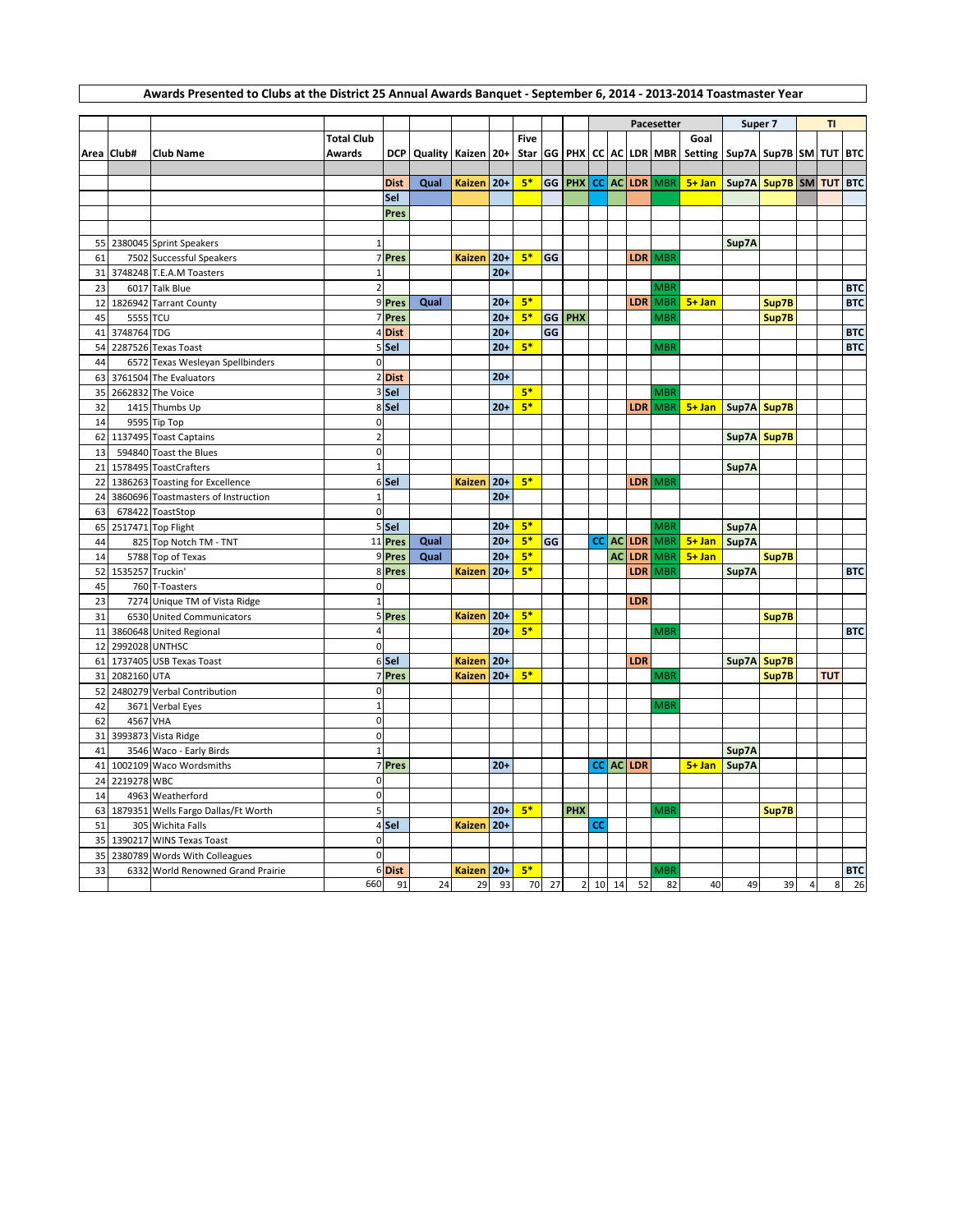**Awards Presented to Clubs at the District 25 Annual Awards Banquet - September 6, 2014 - 2013-2014 Toastmaster Year**

| | | | | | | | | | | | Pacesetter | | | | | Super 7 | | TI | | |
|---|---|---|---|---|---|---|---|---|---|---|---|---|---|---|---|---|---|---|---|---|
| Area | Club# | Club Name | Total Club Awards | DCP | Quality | Kaizen | 20+ | Five Star | GG | PHX | CC | AC | LDR | MBR | Goal Setting | Sup7A | Sup7B | SM | TUT | BTC |
| | | | | Dist | Qual | Kaizen | 20+ | 5* | GG | PHX | CC | AC | LDR | MBR | 5+ Jan | Sup7A | Sup7B | SM | TUT | BTC |
| | | | | Sel | | | | | | | | | | | | | | | | |
| | | | | Pres | | | | | | | | | | | | | | | | |
| 55 | 2380045 | Sprint Speakers | 1 | | | | | | | | | | | | | Sup7A | | | | |
| 61 | 7502 | Successful Speakers | 7 | Pres | | Kaizen | 20+ | 5* | GG | | | | LDR | MBR | | | | | | |
| 31 | 3748248 | T.E.A.M Toasters | 1 | | | | 20+ | | | | | | | | | | | | | |
| 23 | 6017 | Talk Blue | 2 | | | | | | | | | | | MBR | | | | | | BTC |
| 12 | 1826942 | Tarrant County | 9 | Pres | Qual | | 20+ | 5* | | | | | LDR | MBR | 5+ Jan | | Sup7B | | | BTC |
| 45 | 5555 | TCU | 7 | Pres | | | 20+ | 5* | GG | PHX | | | | MBR | | | Sup7B | | | |
| 41 | 3748764 | TDG | 4 | Dist | | | 20+ | | GG | | | | | | | | | | | BTC |
| 54 | 2287526 | Texas Toast | 5 | Sel | | | 20+ | 5* | | | | | | MBR | | | | | | BTC |
| 44 | 6572 | Texas Wesleyan Spellbinders | 0 | | | | | | | | | | | | | | | | | |
| 63 | 3761504 | The Evaluators | 2 | Dist | | | 20+ | | | | | | | | | | | | | |
| 35 | 2662832 | The Voice | 3 | Sel | | | | 5* | | | | | | MBR | | | | | | |
| 32 | 1415 | Thumbs Up | 8 | Sel | | | 20+ | 5* | | | | | LDR | MBR | 5+ Jan | Sup7A | Sup7B | | | |
| 14 | 9595 | Tip Top | 0 | | | | | | | | | | | | | | | | | |
| 62 | 1137495 | Toast Captains | 2 | | | | | | | | | | | | | Sup7A | Sup7B | | | |
| 13 | 594840 | Toast the Blues | 0 | | | | | | | | | | | | | | | | | |
| 21 | 1578495 | ToastCrafters | 1 | | | | | | | | | | | | | Sup7A | | | | |
| 22 | 1386263 | Toasting for Excellence | 6 | Sel | | Kaizen | 20+ | 5* | | | | | LDR | MBR | | | | | | |
| 24 | 3860696 | Toastmasters of Instruction | 1 | | | | 20+ | | | | | | | | | | | | | |
| 63 | 678422 | ToastStop | 0 | | | | | | | | | | | | | | | | | |
| 65 | 2517471 | Top Flight | 5 | Sel | | | 20+ | 5* | | | | | | MBR | | Sup7A | | | | |
| 44 | 825 | Top Notch TM - TNT | 11 | Pres | Qual | | 20+ | 5* | GG | | CC | AC | LDR | MBR | 5+ Jan | Sup7A | | | | |
| 14 | 5788 | Top of Texas | 9 | Pres | Qual | | 20+ | 5* | | | | AC | LDR | MBR | 5+ Jan | | Sup7B | | | |
| 52 | 1535257 | Truckin' | 8 | Pres | | Kaizen | 20+ | 5* | | | | | LDR | MBR | | Sup7A | | | | BTC |
| 45 | 760 | T-Toasters | 0 | | | | | | | | | | | | | | | | | |
| 23 | 7274 | Unique TM of Vista Ridge | 1 | | | | | | | | | | LDR | | | | | | | |
| 31 | 6530 | United Communicators | 5 | Pres | | Kaizen | 20+ | 5* | | | | | | | | | Sup7B | | | |
| 11 | 3860648 | United Regional | 4 | | | | 20+ | 5* | | | | | | MBR | | | | | | BTC |
| 12 | 2992028 | UNTHSC | 0 | | | | | | | | | | | | | | | | | |
| 61 | 1737405 | USB Texas Toast | 6 | Sel | | Kaizen | 20+ | | | | | | LDR | | | Sup7A | Sup7B | | | |
| 31 | 2082160 | UTA | 7 | Pres | | Kaizen | 20+ | 5* | | | | | | MBR | | | Sup7B | | TUT | |
| 52 | 2480279 | Verbal Contribution | 0 | | | | | | | | | | | | | | | | | |
| 42 | 3671 | Verbal Eyes | 1 | | | | | | | | | | | MBR | | | | | | |
| 62 | 4567 | VHA | 0 | | | | | | | | | | | | | | | | | |
| 31 | 3993873 | Vista Ridge | 0 | | | | | | | | | | | | | | | | | |
| 41 | 3546 | Waco - Early Birds | 1 | | | | | | | | | | | | | Sup7A | | | | |
| 41 | 1002109 | Waco Wordsmiths | 7 | Pres | | | 20+ | | | | CC | AC | LDR | | 5+ Jan | Sup7A | | | | |
| 24 | 2219278 | WBC | 0 | | | | | | | | | | | | | | | | | |
| 14 | 4963 | Weatherford | 0 | | | | | | | | | | | | | | | | | |
| 63 | 1879351 | Wells Fargo Dallas/Ft Worth | 5 | | | | 20+ | 5* | | PHX | | | | MBR | | | Sup7B | | | |
| 51 | 305 | Wichita Falls | 4 | Sel | | Kaizen | 20+ | | | | CC | | | | | | | | | |
| 35 | 1390217 | WINS Texas Toast | 0 | | | | | | | | | | | | | | | | | |
| 35 | 2380789 | Words With Colleagues | 0 | | | | | | | | | | | | | | | | | |
| 33 | 6332 | World Renowned Grand Prairie | 6 | Dist | | Kaizen | 20+ | 5* | | | | | | MBR | | | | | | BTC |
| | | | 660 | 91 | 24 | 29 | 93 | 70 | 27 | 2 | 10 | 14 | 52 | 82 | 40 | 49 | 39 | 4 | 8 | 26 |